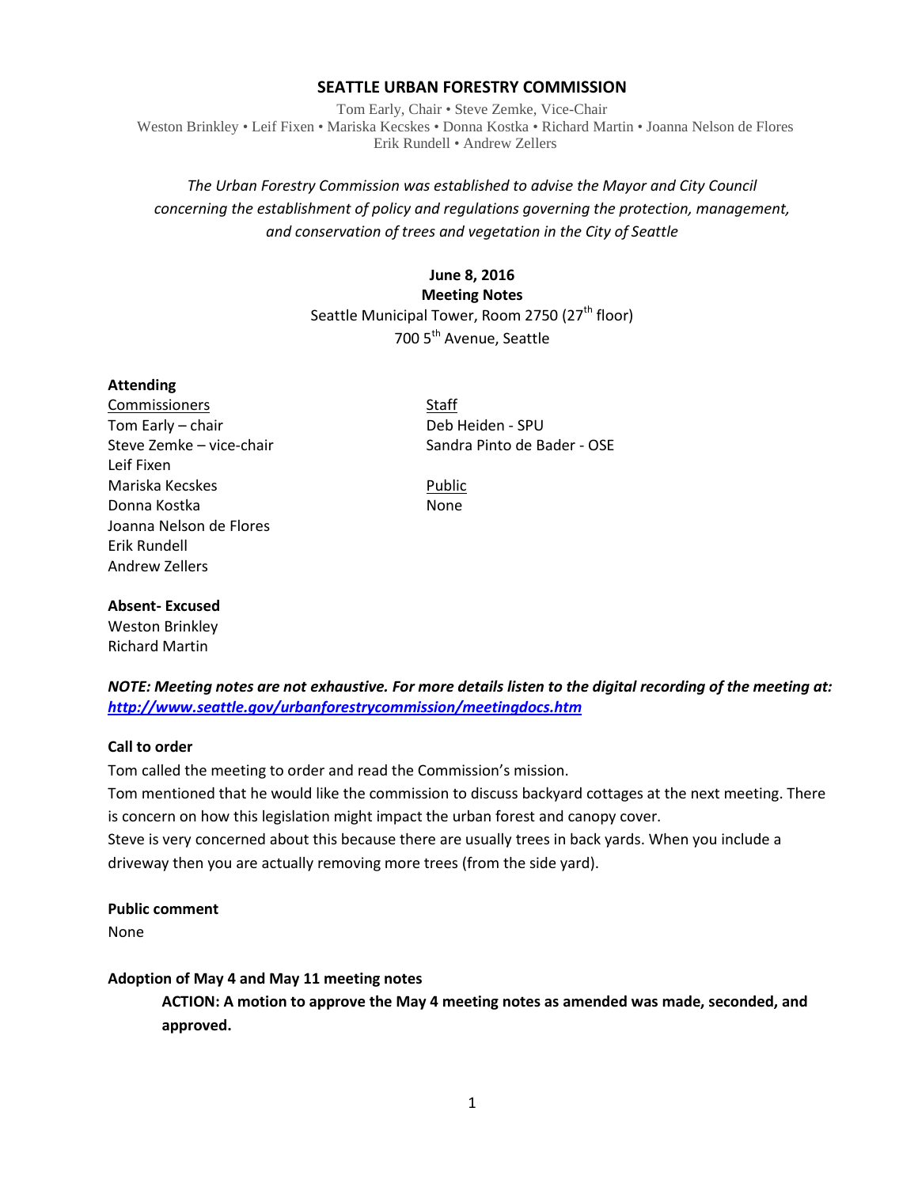# SEATTLE URBAN FORESTRY COMMISSION

Tom Early, Chair • Steve Zemke, Vice-Chair
Weston Brinkley • Leif Fixen • Mariska Kecskes • Donna Kostka • Richard Martin • Joanna Nelson de Flores
Erik Rundell • Andrew Zellers

*The Urban Forestry Commission was established to advise the Mayor and City Council concerning the establishment of policy and regulations governing the protection, management, and conservation of trees and vegetation in the City of Seattle*

**June 8, 2016**
**Meeting Notes**
Seattle Municipal Tower, Room 2750 (27th floor)
700 5th Avenue, Seattle

**Attending**

Commissioners
Tom Early – chair
Steve Zemke – vice-chair
Leif Fixen
Mariska Kecskes
Donna Kostka
Joanna Nelson de Flores
Erik Rundell
Andrew Zellers

Staff
Deb Heiden - SPU
Sandra Pinto de Bader - OSE

Public
None

**Absent- Excused**
Weston Brinkley
Richard Martin

***NOTE: Meeting notes are not exhaustive. For more details listen to the digital recording of the meeting at: http://www.seattle.gov/urbanforestrycommission/meetingdocs.htm***

**Call to order**

Tom called the meeting to order and read the Commission's mission.

Tom mentioned that he would like the commission to discuss backyard cottages at the next meeting. There is concern on how this legislation might impact the urban forest and canopy cover.

Steve is very concerned about this because there are usually trees in back yards. When you include a driveway then you are actually removing more trees (from the side yard).

**Public comment**

None

**Adoption of May 4 and May 11 meeting notes**

> **ACTION: A motion to approve the May 4 meeting notes as amended was made, seconded, and approved.**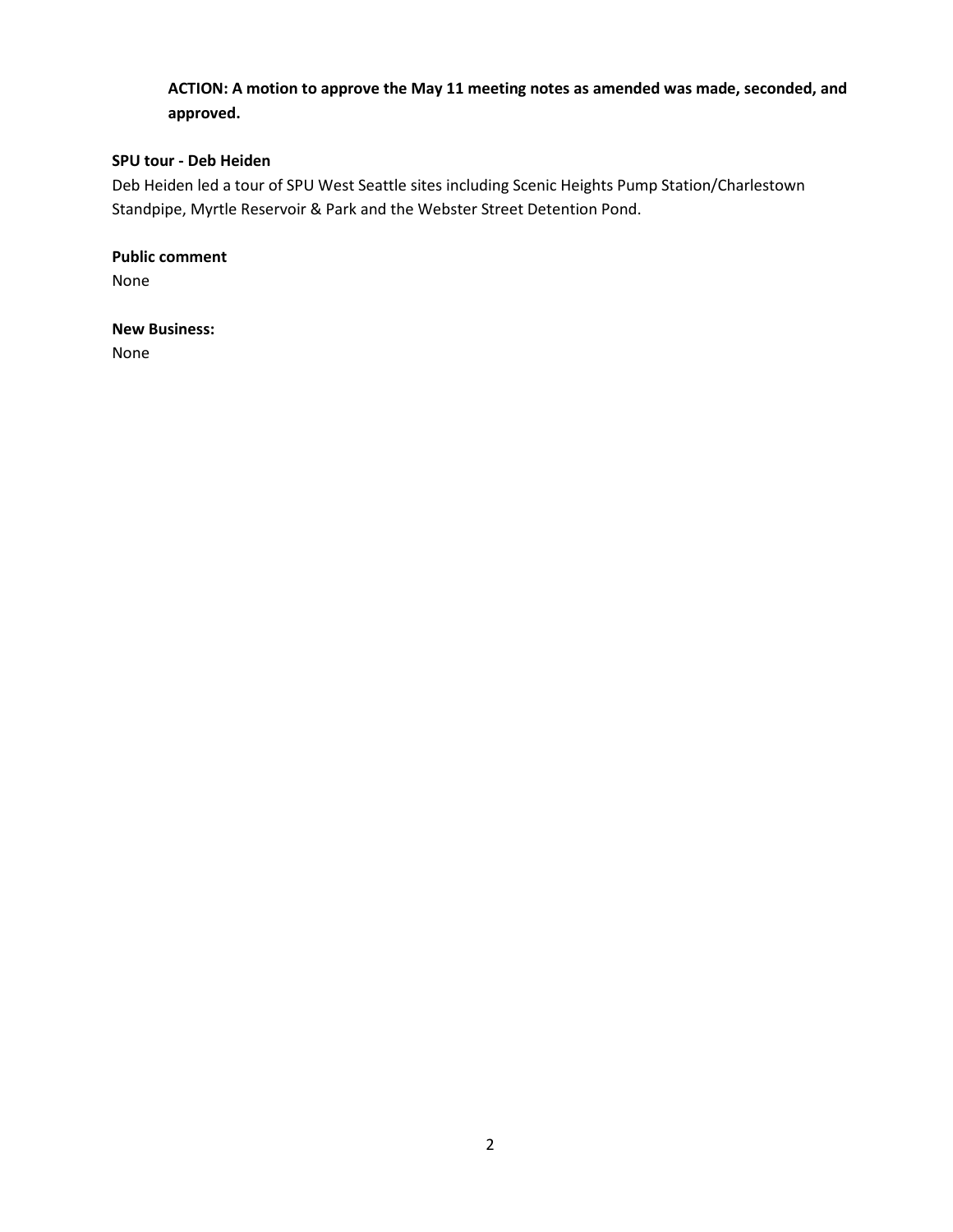**ACTION: A motion to approve the May 11 meeting notes as amended was made, seconded, and approved.**

**SPU tour - Deb Heiden**

Deb Heiden led a tour of SPU West Seattle sites including Scenic Heights Pump Station/Charlestown Standpipe, Myrtle Reservoir & Park and the Webster Street Detention Pond.

**Public comment**

None

**New Business:**

None